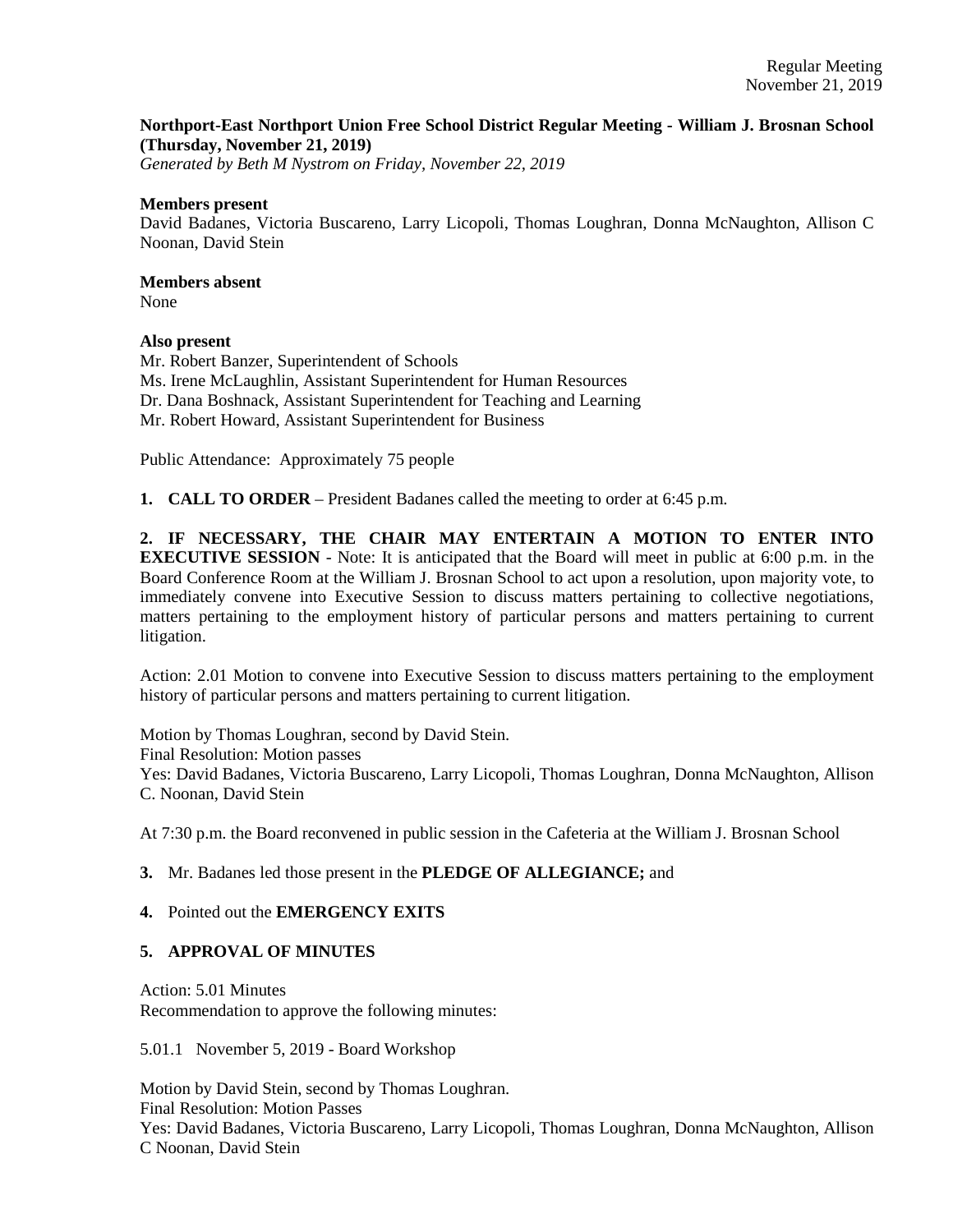**Northport-East Northport Union Free School District Regular Meeting - William J. Brosnan School (Thursday, November 21, 2019)**
*Generated by Beth M Nystrom on Friday, November 22, 2019*

**Members present**
David Badanes, Victoria Buscareno, Larry Licopoli, Thomas Loughran, Donna McNaughton, Allison C Noonan, David Stein

**Members absent**
None

**Also present**
Mr. Robert Banzer, Superintendent of Schools
Ms. Irene McLaughlin, Assistant Superintendent for Human Resources
Dr. Dana Boshnack, Assistant Superintendent for Teaching and Learning
Mr. Robert Howard, Assistant Superintendent for Business

Public Attendance: Approximately 75 people

**1. CALL TO ORDER** – President Badanes called the meeting to order at 6:45 p.m.

**2. IF NECESSARY, THE CHAIR MAY ENTERTAIN A MOTION TO ENTER INTO EXECUTIVE SESSION** - Note: It is anticipated that the Board will meet in public at 6:00 p.m. in the Board Conference Room at the William J. Brosnan School to act upon a resolution, upon majority vote, to immediately convene into Executive Session to discuss matters pertaining to collective negotiations, matters pertaining to the employment history of particular persons and matters pertaining to current litigation.

Action: 2.01 Motion to convene into Executive Session to discuss matters pertaining to the employment history of particular persons and matters pertaining to current litigation.

Motion by Thomas Loughran, second by David Stein.
Final Resolution: Motion passes
Yes: David Badanes, Victoria Buscareno, Larry Licopoli, Thomas Loughran, Donna McNaughton, Allison C. Noonan, David Stein

At 7:30 p.m. the Board reconvened in public session in the Cafeteria at the William J. Brosnan School

**3.** Mr. Badanes led those present in the **PLEDGE OF ALLEGIANCE;** and

**4.** Pointed out the **EMERGENCY EXITS**

**5. APPROVAL OF MINUTES**

Action: 5.01 Minutes
Recommendation to approve the following minutes:

5.01.1 November 5, 2019 - Board Workshop

Motion by David Stein, second by Thomas Loughran.
Final Resolution: Motion Passes
Yes: David Badanes, Victoria Buscareno, Larry Licopoli, Thomas Loughran, Donna McNaughton, Allison C Noonan, David Stein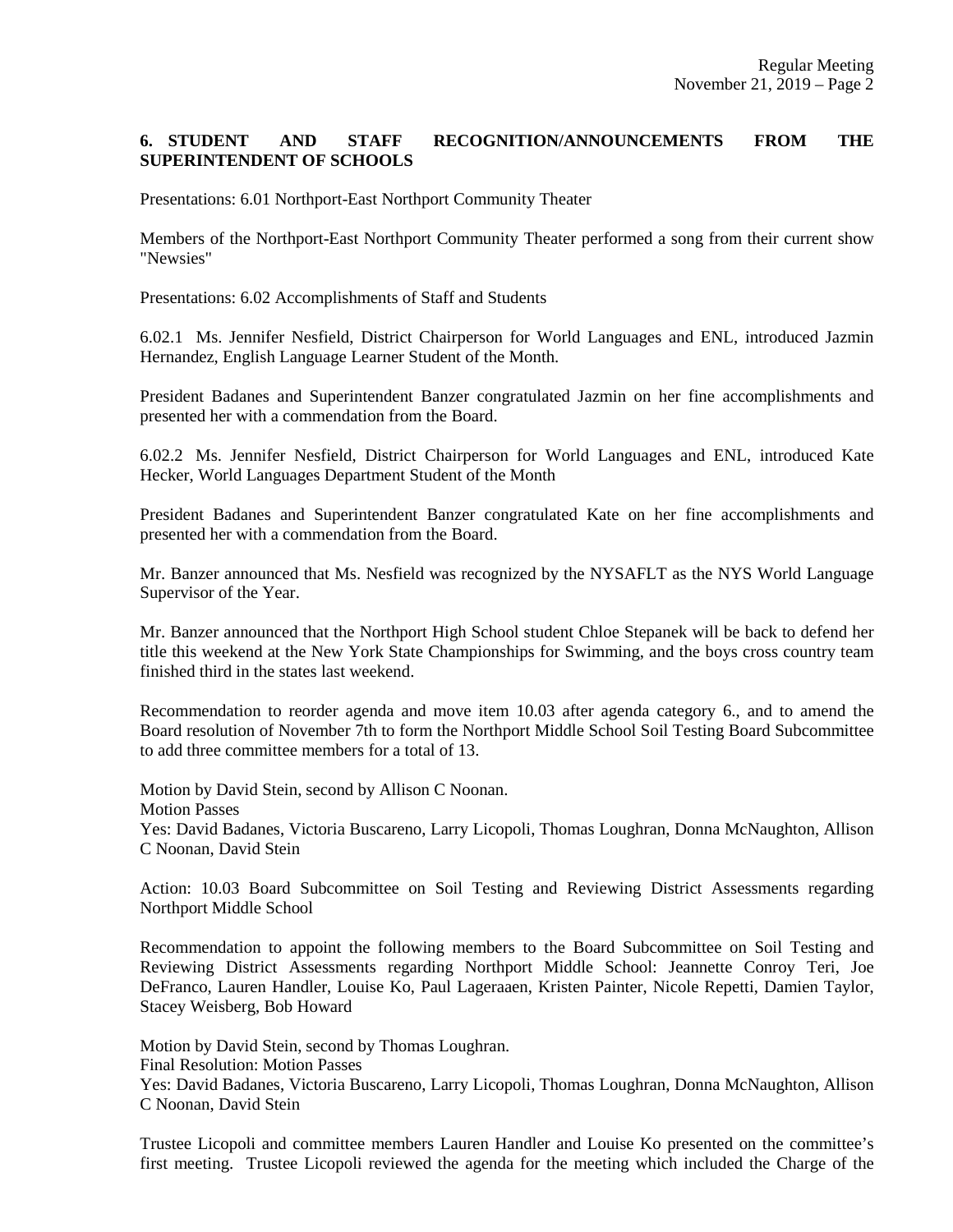**6. STUDENT AND STAFF RECOGNITION/ANNOUNCEMENTS FROM THE SUPERINTENDENT OF SCHOOLS**

Presentations: 6.01 Northport-East Northport Community Theater

Members of the Northport-East Northport Community Theater performed a song from their current show "Newsies"

Presentations: 6.02 Accomplishments of Staff and Students

6.02.1 Ms. Jennifer Nesfield, District Chairperson for World Languages and ENL, introduced Jazmin Hernandez, English Language Learner Student of the Month.

President Badanes and Superintendent Banzer congratulated Jazmin on her fine accomplishments and presented her with a commendation from the Board.

6.02.2 Ms. Jennifer Nesfield, District Chairperson for World Languages and ENL, introduced Kate Hecker, World Languages Department Student of the Month

President Badanes and Superintendent Banzer congratulated Kate on her fine accomplishments and presented her with a commendation from the Board.

Mr. Banzer announced that Ms. Nesfield was recognized by the NYSAFLT as the NYS World Language Supervisor of the Year.

Mr. Banzer announced that the Northport High School student Chloe Stepanek will be back to defend her title this weekend at the New York State Championships for Swimming, and the boys cross country team finished third in the states last weekend.

Recommendation to reorder agenda and move item 10.03 after agenda category 6., and to amend the Board resolution of November 7th to form the Northport Middle School Soil Testing Board Subcommittee to add three committee members for a total of 13.

Motion by David Stein, second by Allison C Noonan.
Motion Passes
Yes: David Badanes, Victoria Buscareno, Larry Licopoli, Thomas Loughran, Donna McNaughton, Allison C Noonan, David Stein

Action: 10.03 Board Subcommittee on Soil Testing and Reviewing District Assessments regarding Northport Middle School

Recommendation to appoint the following members to the Board Subcommittee on Soil Testing and Reviewing District Assessments regarding Northport Middle School: Jeannette Conroy Teri, Joe DeFranco, Lauren Handler, Louise Ko, Paul Lageraaen, Kristen Painter, Nicole Repetti, Damien Taylor, Stacey Weisberg, Bob Howard

Motion by David Stein, second by Thomas Loughran.
Final Resolution: Motion Passes
Yes: David Badanes, Victoria Buscareno, Larry Licopoli, Thomas Loughran, Donna McNaughton, Allison C Noonan, David Stein

Trustee Licopoli and committee members Lauren Handler and Louise Ko presented on the committee's first meeting. Trustee Licopoli reviewed the agenda for the meeting which included the Charge of the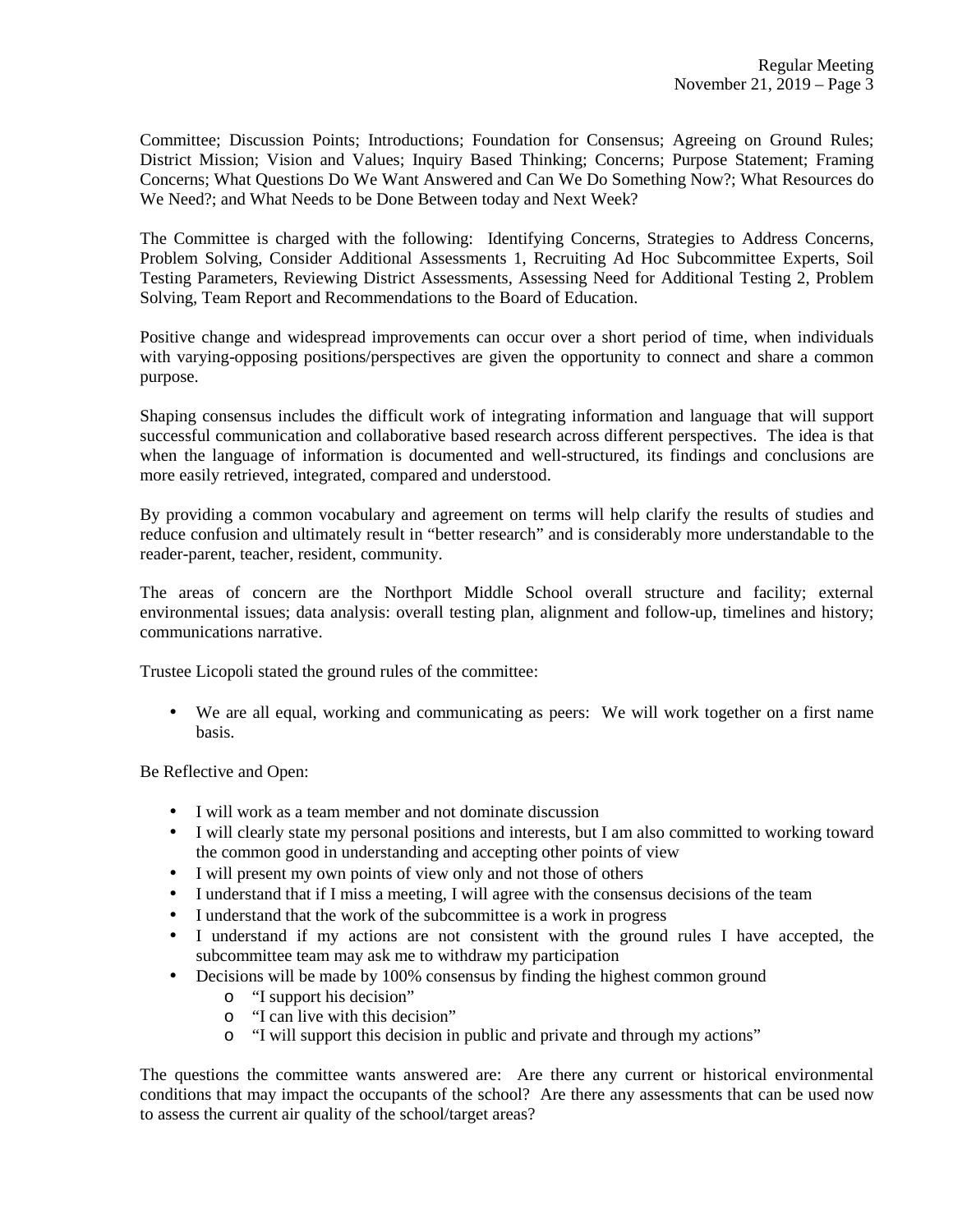Committee; Discussion Points; Introductions; Foundation for Consensus; Agreeing on Ground Rules; District Mission; Vision and Values; Inquiry Based Thinking; Concerns; Purpose Statement; Framing Concerns; What Questions Do We Want Answered and Can We Do Something Now?; What Resources do We Need?; and What Needs to be Done Between today and Next Week?

The Committee is charged with the following: Identifying Concerns, Strategies to Address Concerns, Problem Solving, Consider Additional Assessments 1, Recruiting Ad Hoc Subcommittee Experts, Soil Testing Parameters, Reviewing District Assessments, Assessing Need for Additional Testing 2, Problem Solving, Team Report and Recommendations to the Board of Education.

Positive change and widespread improvements can occur over a short period of time, when individuals with varying-opposing positions/perspectives are given the opportunity to connect and share a common purpose.

Shaping consensus includes the difficult work of integrating information and language that will support successful communication and collaborative based research across different perspectives. The idea is that when the language of information is documented and well-structured, its findings and conclusions are more easily retrieved, integrated, compared and understood.

By providing a common vocabulary and agreement on terms will help clarify the results of studies and reduce confusion and ultimately result in "better research" and is considerably more understandable to the reader-parent, teacher, resident, community.

The areas of concern are the Northport Middle School overall structure and facility; external environmental issues; data analysis: overall testing plan, alignment and follow-up, timelines and history; communications narrative.

Trustee Licopoli stated the ground rules of the committee:

- We are all equal, working and communicating as peers: We will work together on a first name basis.

Be Reflective and Open:

- I will work as a team member and not dominate discussion
- I will clearly state my personal positions and interests, but I am also committed to working toward the common good in understanding and accepting other points of view
- I will present my own points of view only and not those of others
- I understand that if I miss a meeting, I will agree with the consensus decisions of the team
- I understand that the work of the subcommittee is a work in progress
- I understand if my actions are not consistent with the ground rules I have accepted, the subcommittee team may ask me to withdraw my participation
- Decisions will be made by 100% consensus by finding the highest common ground
    - "I support his decision"
    - "I can live with this decision"
    - "I will support this decision in public and private and through my actions"

The questions the committee wants answered are: Are there any current or historical environmental conditions that may impact the occupants of the school? Are there any assessments that can be used now to assess the current air quality of the school/target areas?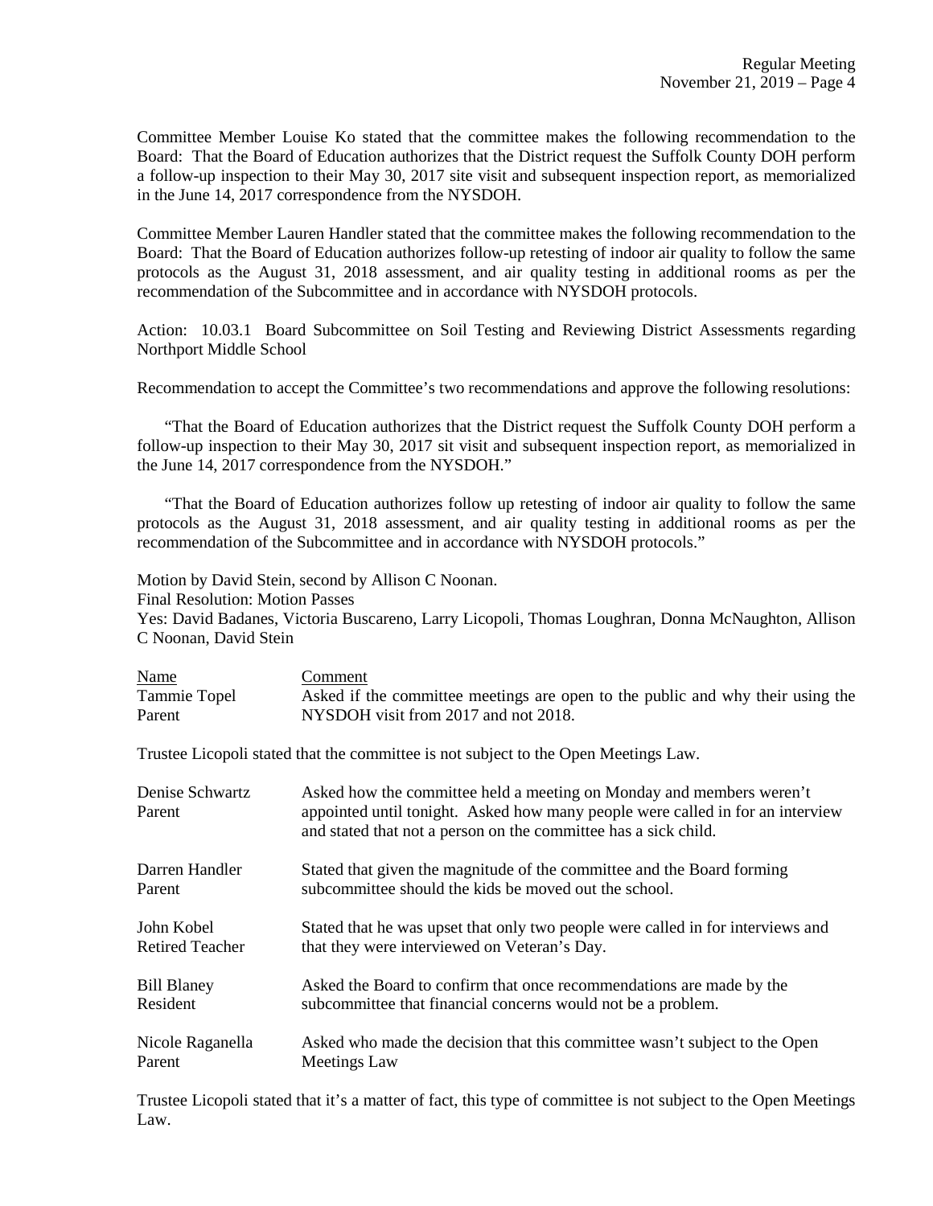Committee Member Louise Ko stated that the committee makes the following recommendation to the Board: That the Board of Education authorizes that the District request the Suffolk County DOH perform a follow-up inspection to their May 30, 2017 site visit and subsequent inspection report, as memorialized in the June 14, 2017 correspondence from the NYSDOH.

Committee Member Lauren Handler stated that the committee makes the following recommendation to the Board: That the Board of Education authorizes follow-up retesting of indoor air quality to follow the same protocols as the August 31, 2018 assessment, and air quality testing in additional rooms as per the recommendation of the Subcommittee and in accordance with NYSDOH protocols.

Action: 10.03.1 Board Subcommittee on Soil Testing and Reviewing District Assessments regarding Northport Middle School

Recommendation to accept the Committee's two recommendations and approve the following resolutions:

"That the Board of Education authorizes that the District request the Suffolk County DOH perform a follow-up inspection to their May 30, 2017 sit visit and subsequent inspection report, as memorialized in the June 14, 2017 correspondence from the NYSDOH."

"That the Board of Education authorizes follow up retesting of indoor air quality to follow the same protocols as the August 31, 2018 assessment, and air quality testing in additional rooms as per the recommendation of the Subcommittee and in accordance with NYSDOH protocols."

Motion by David Stein, second by Allison C Noonan.
Final Resolution: Motion Passes
Yes: David Badanes, Victoria Buscareno, Larry Licopoli, Thomas Loughran, Donna McNaughton, Allison C Noonan, David Stein

| Name | Comment |
|---|---|
| Tammie Topel<br>Parent | Asked if the committee meetings are open to the public and why their using the NYSDOH visit from 2017 and not 2018. |

Trustee Licopoli stated that the committee is not subject to the Open Meetings Law.

| Name | Comment |
|---|---|
| Denise Schwartz<br>Parent | Asked how the committee held a meeting on Monday and members weren't appointed until tonight. Asked how many people were called in for an interview and stated that not a person on the committee has a sick child. |
| Darren Handler<br>Parent | Stated that given the magnitude of the committee and the Board forming subcommittee should the kids be moved out the school. |
| John Kobel<br>Retired Teacher | Stated that he was upset that only two people were called in for interviews and that they were interviewed on Veteran's Day. |
| Bill Blaney<br>Resident | Asked the Board to confirm that once recommendations are made by the subcommittee that financial concerns would not be a problem. |
| Nicole Raganella<br>Parent | Asked who made the decision that this committee wasn't subject to the Open Meetings Law |

Trustee Licopoli stated that it's a matter of fact, this type of committee is not subject to the Open Meetings Law.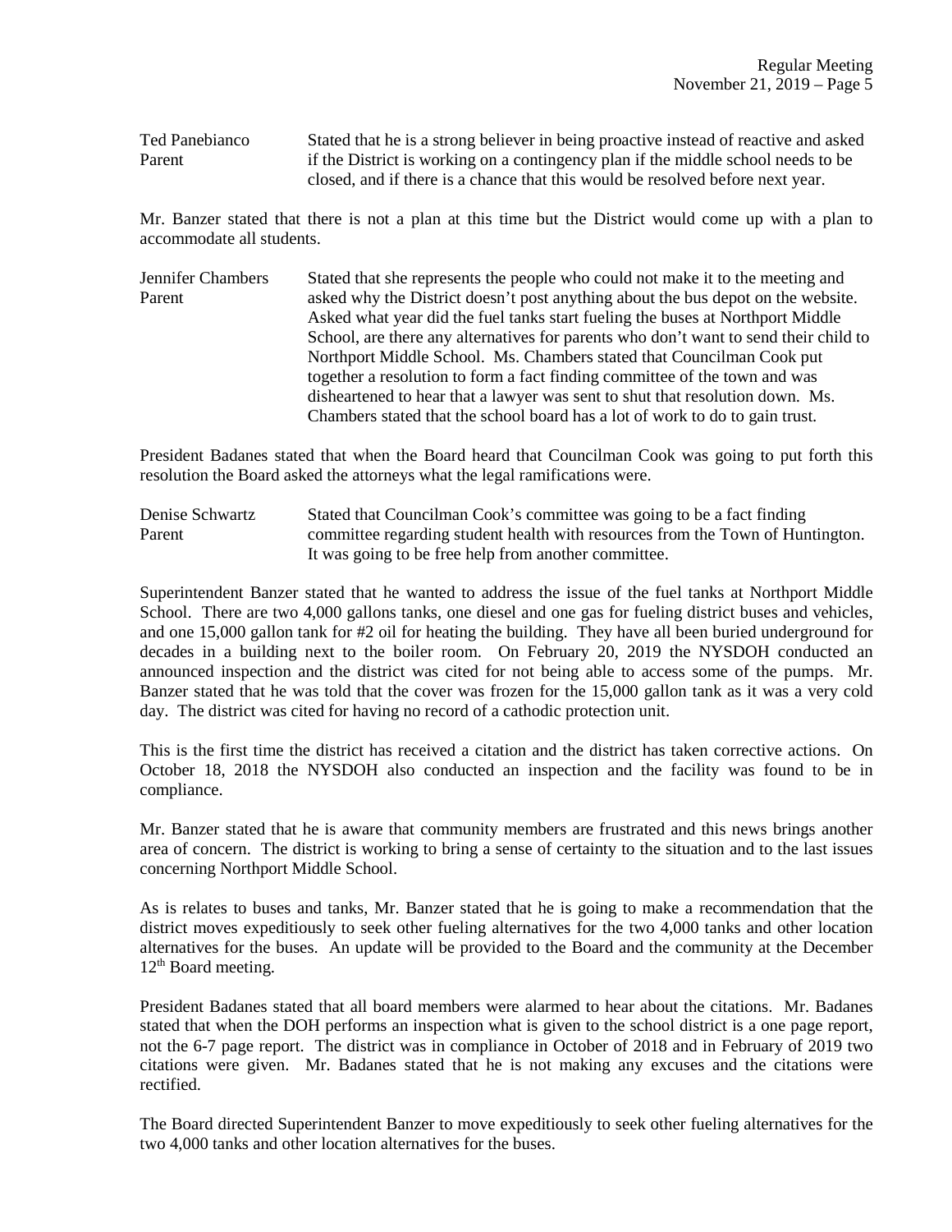Ted Panebianco
Parent

Stated that he is a strong believer in being proactive instead of reactive and asked if the District is working on a contingency plan if the middle school needs to be closed, and if there is a chance that this would be resolved before next year.

Mr. Banzer stated that there is not a plan at this time but the District would come up with a plan to accommodate all students.

Jennifer Chambers
Parent

Stated that she represents the people who could not make it to the meeting and asked why the District doesn't post anything about the bus depot on the website. Asked what year did the fuel tanks start fueling the buses at Northport Middle School, are there any alternatives for parents who don't want to send their child to Northport Middle School. Ms. Chambers stated that Councilman Cook put together a resolution to form a fact finding committee of the town and was disheartened to hear that a lawyer was sent to shut that resolution down. Ms. Chambers stated that the school board has a lot of work to do to gain trust.

President Badanes stated that when the Board heard that Councilman Cook was going to put forth this resolution the Board asked the attorneys what the legal ramifications were.

Denise Schwartz
Parent

Stated that Councilman Cook's committee was going to be a fact finding committee regarding student health with resources from the Town of Huntington. It was going to be free help from another committee.

Superintendent Banzer stated that he wanted to address the issue of the fuel tanks at Northport Middle School. There are two 4,000 gallons tanks, one diesel and one gas for fueling district buses and vehicles, and one 15,000 gallon tank for #2 oil for heating the building. They have all been buried underground for decades in a building next to the boiler room. On February 20, 2019 the NYSDOH conducted an announced inspection and the district was cited for not being able to access some of the pumps. Mr. Banzer stated that he was told that the cover was frozen for the 15,000 gallon tank as it was a very cold day. The district was cited for having no record of a cathodic protection unit.

This is the first time the district has received a citation and the district has taken corrective actions. On October 18, 2018 the NYSDOH also conducted an inspection and the facility was found to be in compliance.

Mr. Banzer stated that he is aware that community members are frustrated and this news brings another area of concern. The district is working to bring a sense of certainty to the situation and to the last issues concerning Northport Middle School.

As is relates to buses and tanks, Mr. Banzer stated that he is going to make a recommendation that the district moves expeditiously to seek other fueling alternatives for the two 4,000 tanks and other location alternatives for the buses. An update will be provided to the Board and the community at the December 12th Board meeting.

President Badanes stated that all board members were alarmed to hear about the citations. Mr. Badanes stated that when the DOH performs an inspection what is given to the school district is a one page report, not the 6-7 page report. The district was in compliance in October of 2018 and in February of 2019 two citations were given. Mr. Badanes stated that he is not making any excuses and the citations were rectified.

The Board directed Superintendent Banzer to move expeditiously to seek other fueling alternatives for the two 4,000 tanks and other location alternatives for the buses.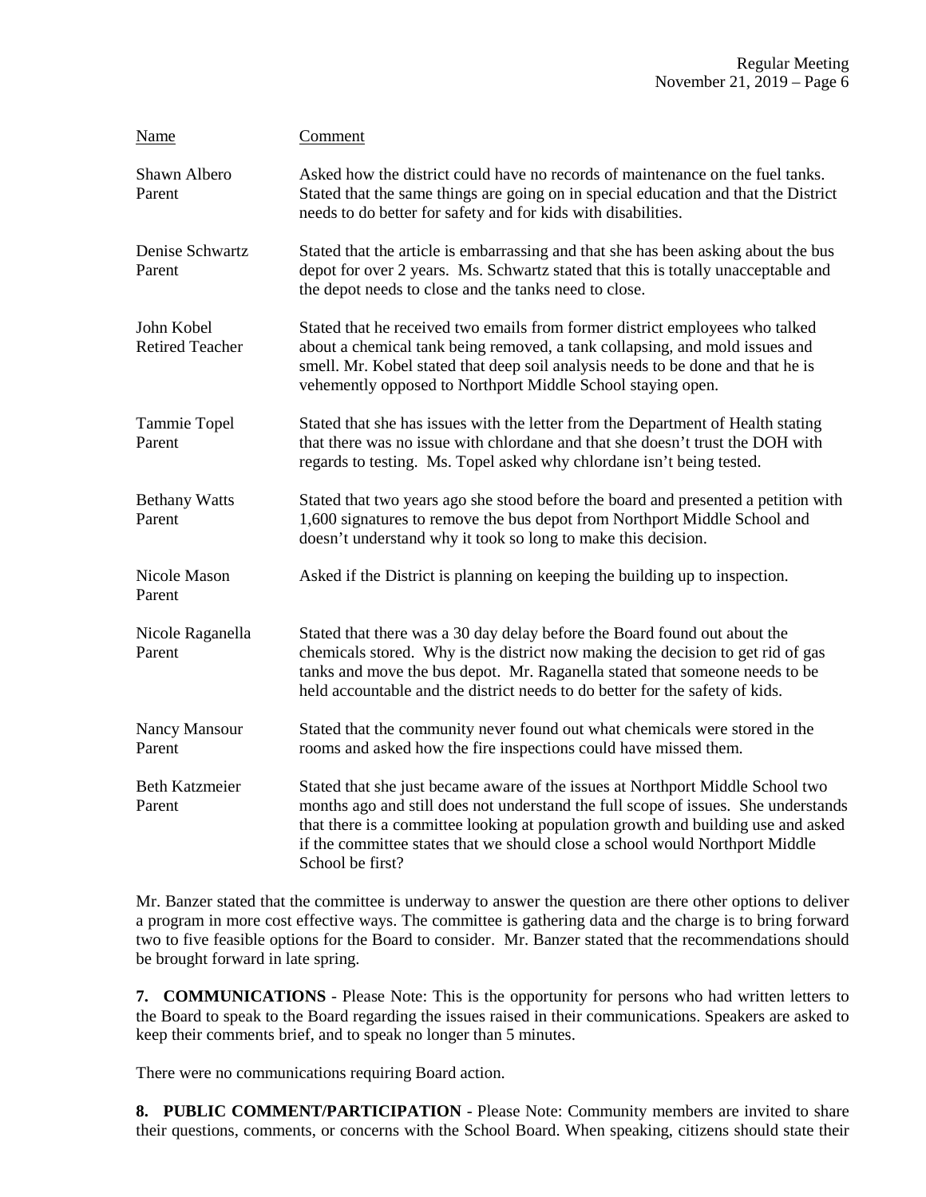| Name | Comment |
| --- | --- |
| Shawn Albero<br>Parent | Asked how the district could have no records of maintenance on the fuel tanks. Stated that the same things are going on in special education and that the District needs to do better for safety and for kids with disabilities. |
| Denise Schwartz<br>Parent | Stated that the article is embarrassing and that she has been asking about the bus depot for over 2 years. Ms. Schwartz stated that this is totally unacceptable and the depot needs to close and the tanks need to close. |
| John Kobel<br>Retired Teacher | Stated that he received two emails from former district employees who talked about a chemical tank being removed, a tank collapsing, and mold issues and smell. Mr. Kobel stated that deep soil analysis needs to be done and that he is vehemently opposed to Northport Middle School staying open. |
| Tammie Topel<br>Parent | Stated that she has issues with the letter from the Department of Health stating that there was no issue with chlordane and that she doesn't trust the DOH with regards to testing. Ms. Topel asked why chlordane isn't being tested. |
| Bethany Watts<br>Parent | Stated that two years ago she stood before the board and presented a petition with 1,600 signatures to remove the bus depot from Northport Middle School and doesn't understand why it took so long to make this decision. |
| Nicole Mason<br>Parent | Asked if the District is planning on keeping the building up to inspection. |
| Nicole Raganella<br>Parent | Stated that there was a 30 day delay before the Board found out about the chemicals stored. Why is the district now making the decision to get rid of gas tanks and move the bus depot. Mr. Raganella stated that someone needs to be held accountable and the district needs to do better for the safety of kids. |
| Nancy Mansour<br>Parent | Stated that the community never found out what chemicals were stored in the rooms and asked how the fire inspections could have missed them. |
| Beth Katzmeier<br>Parent | Stated that she just became aware of the issues at Northport Middle School two months ago and still does not understand the full scope of issues. She understands that there is a committee looking at population growth and building use and asked if the committee states that we should close a school would Northport Middle School be first? |

Mr. Banzer stated that the committee is underway to answer the question are there other options to deliver a program in more cost effective ways. The committee is gathering data and the charge is to bring forward two to five feasible options for the Board to consider. Mr. Banzer stated that the recommendations should be brought forward in late spring.

**7. COMMUNICATIONS** - Please Note: This is the opportunity for persons who had written letters to the Board to speak to the Board regarding the issues raised in their communications. Speakers are asked to keep their comments brief, and to speak no longer than 5 minutes.

There were no communications requiring Board action.

**8. PUBLIC COMMENT/PARTICIPATION** - Please Note: Community members are invited to share their questions, comments, or concerns with the School Board. When speaking, citizens should state their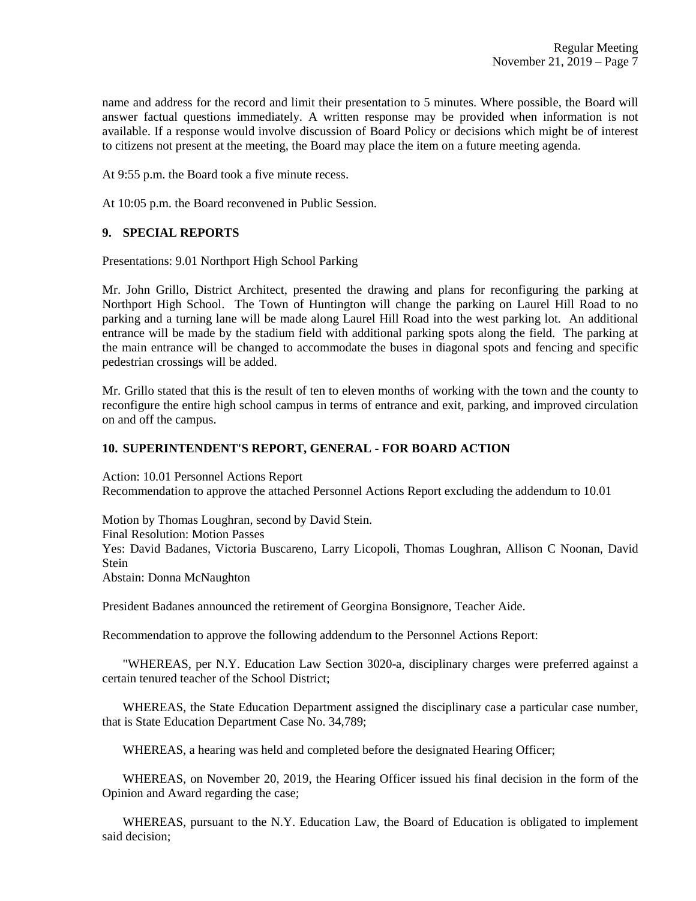name and address for the record and limit their presentation to 5 minutes. Where possible, the Board will answer factual questions immediately. A written response may be provided when information is not available. If a response would involve discussion of Board Policy or decisions which might be of interest to citizens not present at the meeting, the Board may place the item on a future meeting agenda.

At 9:55 p.m. the Board took a five minute recess.

At 10:05 p.m. the Board reconvened in Public Session.

## 9. SPECIAL REPORTS

Presentations: 9.01 Northport High School Parking

Mr. John Grillo, District Architect, presented the drawing and plans for reconfiguring the parking at Northport High School. The Town of Huntington will change the parking on Laurel Hill Road to no parking and a turning lane will be made along Laurel Hill Road into the west parking lot. An additional entrance will be made by the stadium field with additional parking spots along the field. The parking at the main entrance will be changed to accommodate the buses in diagonal spots and fencing and specific pedestrian crossings will be added.

Mr. Grillo stated that this is the result of ten to eleven months of working with the town and the county to reconfigure the entire high school campus in terms of entrance and exit, parking, and improved circulation on and off the campus.

## 10. SUPERINTENDENT'S REPORT, GENERAL - FOR BOARD ACTION

Action: 10.01 Personnel Actions Report
Recommendation to approve the attached Personnel Actions Report excluding the addendum to 10.01

Motion by Thomas Loughran, second by David Stein.
Final Resolution: Motion Passes
Yes: David Badanes, Victoria Buscareno, Larry Licopoli, Thomas Loughran, Allison C Noonan, David Stein
Abstain: Donna McNaughton

President Badanes announced the retirement of Georgina Bonsignore, Teacher Aide.

Recommendation to approve the following addendum to the Personnel Actions Report:

"WHEREAS, per N.Y. Education Law Section 3020-a, disciplinary charges were preferred against a certain tenured teacher of the School District;

WHEREAS, the State Education Department assigned the disciplinary case a particular case number, that is State Education Department Case No. 34,789;

WHEREAS, a hearing was held and completed before the designated Hearing Officer;

WHEREAS, on November 20, 2019, the Hearing Officer issued his final decision in the form of the Opinion and Award regarding the case;

WHEREAS, pursuant to the N.Y. Education Law, the Board of Education is obligated to implement said decision;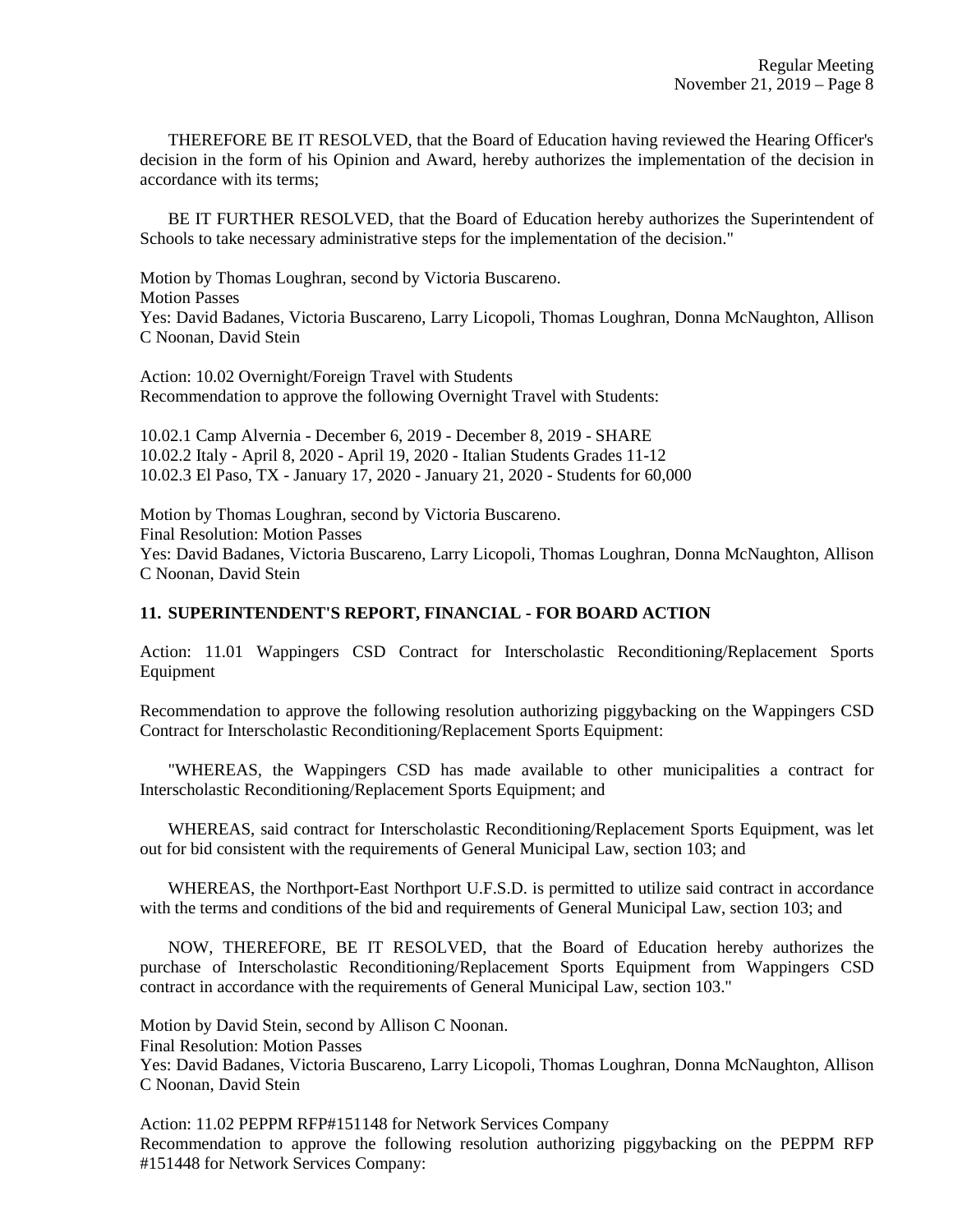THEREFORE BE IT RESOLVED, that the Board of Education having reviewed the Hearing Officer's decision in the form of his Opinion and Award, hereby authorizes the implementation of the decision in accordance with its terms;

BE IT FURTHER RESOLVED, that the Board of Education hereby authorizes the Superintendent of Schools to take necessary administrative steps for the implementation of the decision."

Motion by Thomas Loughran, second by Victoria Buscareno.
Motion Passes
Yes: David Badanes, Victoria Buscareno, Larry Licopoli, Thomas Loughran, Donna McNaughton, Allison C Noonan, David Stein

Action: 10.02 Overnight/Foreign Travel with Students
Recommendation to approve the following Overnight Travel with Students:

10.02.1 Camp Alvernia - December 6, 2019 - December 8, 2019 - SHARE
10.02.2 Italy - April 8, 2020 - April 19, 2020 - Italian Students Grades 11-12
10.02.3 El Paso, TX - January 17, 2020 - January 21, 2020 - Students for 60,000

Motion by Thomas Loughran, second by Victoria Buscareno.
Final Resolution: Motion Passes
Yes: David Badanes, Victoria Buscareno, Larry Licopoli, Thomas Loughran, Donna McNaughton, Allison C Noonan, David Stein

## 11. SUPERINTENDENT'S REPORT, FINANCIAL - FOR BOARD ACTION

Action: 11.01 Wappingers CSD Contract for Interscholastic Reconditioning/Replacement Sports Equipment

Recommendation to approve the following resolution authorizing piggybacking on the Wappingers CSD Contract for Interscholastic Reconditioning/Replacement Sports Equipment:

"WHEREAS, the Wappingers CSD has made available to other municipalities a contract for Interscholastic Reconditioning/Replacement Sports Equipment; and

WHEREAS, said contract for Interscholastic Reconditioning/Replacement Sports Equipment, was let out for bid consistent with the requirements of General Municipal Law, section 103; and

WHEREAS, the Northport-East Northport U.F.S.D. is permitted to utilize said contract in accordance with the terms and conditions of the bid and requirements of General Municipal Law, section 103; and

NOW, THEREFORE, BE IT RESOLVED, that the Board of Education hereby authorizes the purchase of Interscholastic Reconditioning/Replacement Sports Equipment from Wappingers CSD contract in accordance with the requirements of General Municipal Law, section 103."

Motion by David Stein, second by Allison C Noonan.
Final Resolution: Motion Passes
Yes: David Badanes, Victoria Buscareno, Larry Licopoli, Thomas Loughran, Donna McNaughton, Allison C Noonan, David Stein

Action: 11.02 PEPPM RFP#151148 for Network Services Company
Recommendation to approve the following resolution authorizing piggybacking on the PEPPM RFP #151448 for Network Services Company: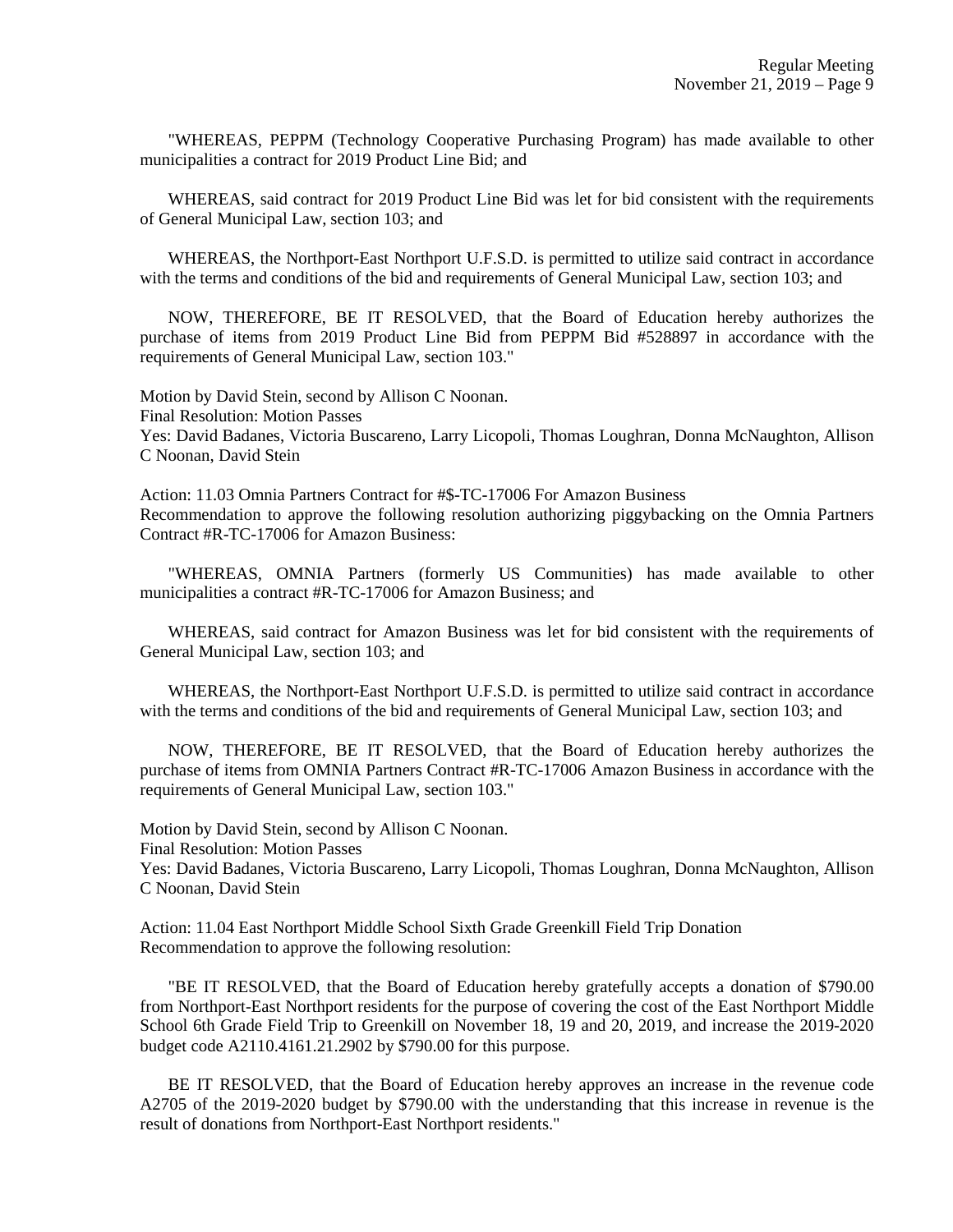"WHEREAS, PEPPM (Technology Cooperative Purchasing Program) has made available to other municipalities a contract for 2019 Product Line Bid; and

WHEREAS, said contract for 2019 Product Line Bid was let for bid consistent with the requirements of General Municipal Law, section 103; and

WHEREAS, the Northport-East Northport U.F.S.D. is permitted to utilize said contract in accordance with the terms and conditions of the bid and requirements of General Municipal Law, section 103; and

NOW, THEREFORE, BE IT RESOLVED, that the Board of Education hereby authorizes the purchase of items from 2019 Product Line Bid from PEPPM Bid #528897 in accordance with the requirements of General Municipal Law, section 103."

Motion by David Stein, second by Allison C Noonan.
Final Resolution: Motion Passes
Yes: David Badanes, Victoria Buscareno, Larry Licopoli, Thomas Loughran, Donna McNaughton, Allison C Noonan, David Stein

Action: 11.03 Omnia Partners Contract for #$-TC-17006 For Amazon Business
Recommendation to approve the following resolution authorizing piggybacking on the Omnia Partners Contract #R-TC-17006 for Amazon Business:

"WHEREAS, OMNIA Partners (formerly US Communities) has made available to other municipalities a contract #R-TC-17006 for Amazon Business; and

WHEREAS, said contract for Amazon Business was let for bid consistent with the requirements of General Municipal Law, section 103; and

WHEREAS, the Northport-East Northport U.F.S.D. is permitted to utilize said contract in accordance with the terms and conditions of the bid and requirements of General Municipal Law, section 103; and

NOW, THEREFORE, BE IT RESOLVED, that the Board of Education hereby authorizes the purchase of items from OMNIA Partners Contract #R-TC-17006 Amazon Business in accordance with the requirements of General Municipal Law, section 103."

Motion by David Stein, second by Allison C Noonan.
Final Resolution: Motion Passes
Yes: David Badanes, Victoria Buscareno, Larry Licopoli, Thomas Loughran, Donna McNaughton, Allison C Noonan, David Stein

Action: 11.04 East Northport Middle School Sixth Grade Greenkill Field Trip Donation
Recommendation to approve the following resolution:

"BE IT RESOLVED, that the Board of Education hereby gratefully accepts a donation of $790.00 from Northport-East Northport residents for the purpose of covering the cost of the East Northport Middle School 6th Grade Field Trip to Greenkill on November 18, 19 and 20, 2019, and increase the 2019-2020 budget code A2110.4161.21.2902 by $790.00 for this purpose.

BE IT RESOLVED, that the Board of Education hereby approves an increase in the revenue code A2705 of the 2019-2020 budget by $790.00 with the understanding that this increase in revenue is the result of donations from Northport-East Northport residents."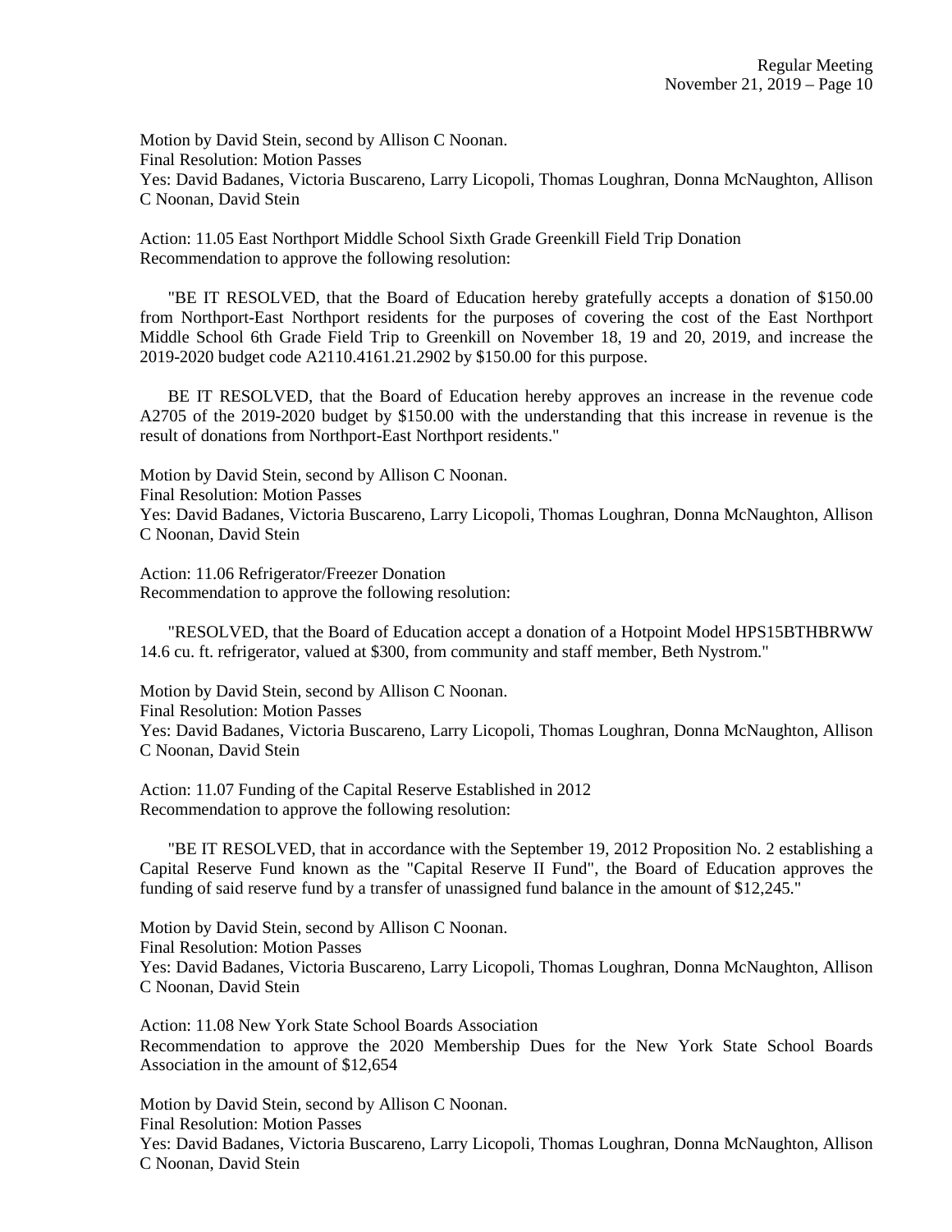Motion by David Stein, second by Allison C Noonan.
Final Resolution: Motion Passes
Yes: David Badanes, Victoria Buscareno, Larry Licopoli, Thomas Loughran, Donna McNaughton, Allison C Noonan, David Stein

Action: 11.05 East Northport Middle School Sixth Grade Greenkill Field Trip Donation
Recommendation to approve the following resolution:

"BE IT RESOLVED, that the Board of Education hereby gratefully accepts a donation of $150.00 from Northport-East Northport residents for the purposes of covering the cost of the East Northport Middle School 6th Grade Field Trip to Greenkill on November 18, 19 and 20, 2019, and increase the 2019-2020 budget code A2110.4161.21.2902 by $150.00 for this purpose.

BE IT RESOLVED, that the Board of Education hereby approves an increase in the revenue code A2705 of the 2019-2020 budget by $150.00 with the understanding that this increase in revenue is the result of donations from Northport-East Northport residents."

Motion by David Stein, second by Allison C Noonan.
Final Resolution: Motion Passes
Yes: David Badanes, Victoria Buscareno, Larry Licopoli, Thomas Loughran, Donna McNaughton, Allison C Noonan, David Stein

Action: 11.06 Refrigerator/Freezer Donation
Recommendation to approve the following resolution:

"RESOLVED, that the Board of Education accept a donation of a Hotpoint Model HPS15BTHBRWW 14.6 cu. ft. refrigerator, valued at $300, from community and staff member, Beth Nystrom."

Motion by David Stein, second by Allison C Noonan.
Final Resolution: Motion Passes
Yes: David Badanes, Victoria Buscareno, Larry Licopoli, Thomas Loughran, Donna McNaughton, Allison C Noonan, David Stein

Action: 11.07 Funding of the Capital Reserve Established in 2012
Recommendation to approve the following resolution:

"BE IT RESOLVED, that in accordance with the September 19, 2012 Proposition No. 2 establishing a Capital Reserve Fund known as the "Capital Reserve II Fund", the Board of Education approves the funding of said reserve fund by a transfer of unassigned fund balance in the amount of $12,245."

Motion by David Stein, second by Allison C Noonan.
Final Resolution: Motion Passes
Yes: David Badanes, Victoria Buscareno, Larry Licopoli, Thomas Loughran, Donna McNaughton, Allison C Noonan, David Stein

Action: 11.08 New York State School Boards Association
Recommendation to approve the 2020 Membership Dues for the New York State School Boards Association in the amount of $12,654

Motion by David Stein, second by Allison C Noonan.
Final Resolution: Motion Passes
Yes: David Badanes, Victoria Buscareno, Larry Licopoli, Thomas Loughran, Donna McNaughton, Allison C Noonan, David Stein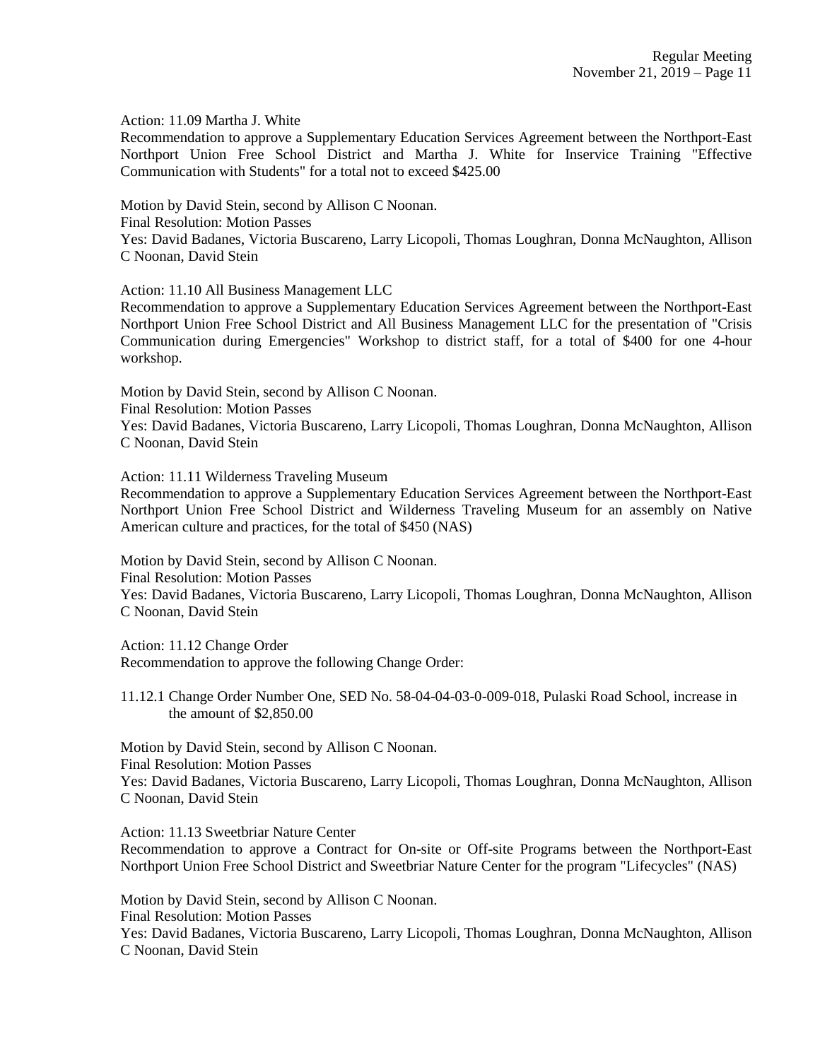Action: 11.09 Martha J. White

Recommendation to approve a Supplementary Education Services Agreement between the Northport-East Northport Union Free School District and Martha J. White for Inservice Training "Effective Communication with Students" for a total not to exceed $425.00

Motion by David Stein, second by Allison C Noonan.
Final Resolution: Motion Passes
Yes: David Badanes, Victoria Buscareno, Larry Licopoli, Thomas Loughran, Donna McNaughton, Allison C Noonan, David Stein

Action: 11.10 All Business Management LLC

Recommendation to approve a Supplementary Education Services Agreement between the Northport-East Northport Union Free School District and All Business Management LLC for the presentation of "Crisis Communication during Emergencies" Workshop to district staff, for a total of $400 for one 4-hour workshop.

Motion by David Stein, second by Allison C Noonan.
Final Resolution: Motion Passes
Yes: David Badanes, Victoria Buscareno, Larry Licopoli, Thomas Loughran, Donna McNaughton, Allison C Noonan, David Stein

Action: 11.11 Wilderness Traveling Museum

Recommendation to approve a Supplementary Education Services Agreement between the Northport-East Northport Union Free School District and Wilderness Traveling Museum for an assembly on Native American culture and practices, for the total of $450 (NAS)

Motion by David Stein, second by Allison C Noonan.
Final Resolution: Motion Passes
Yes: David Badanes, Victoria Buscareno, Larry Licopoli, Thomas Loughran, Donna McNaughton, Allison C Noonan, David Stein

Action: 11.12 Change Order

Recommendation to approve the following Change Order:

11.12.1 Change Order Number One, SED No. 58-04-04-03-0-009-018, Pulaski Road School, increase in the amount of $2,850.00

Motion by David Stein, second by Allison C Noonan.
Final Resolution: Motion Passes
Yes: David Badanes, Victoria Buscareno, Larry Licopoli, Thomas Loughran, Donna McNaughton, Allison C Noonan, David Stein

Action: 11.13 Sweetbriar Nature Center

Recommendation to approve a Contract for On-site or Off-site Programs between the Northport-East Northport Union Free School District and Sweetbriar Nature Center for the program "Lifecycles" (NAS)

Motion by David Stein, second by Allison C Noonan.
Final Resolution: Motion Passes
Yes: David Badanes, Victoria Buscareno, Larry Licopoli, Thomas Loughran, Donna McNaughton, Allison C Noonan, David Stein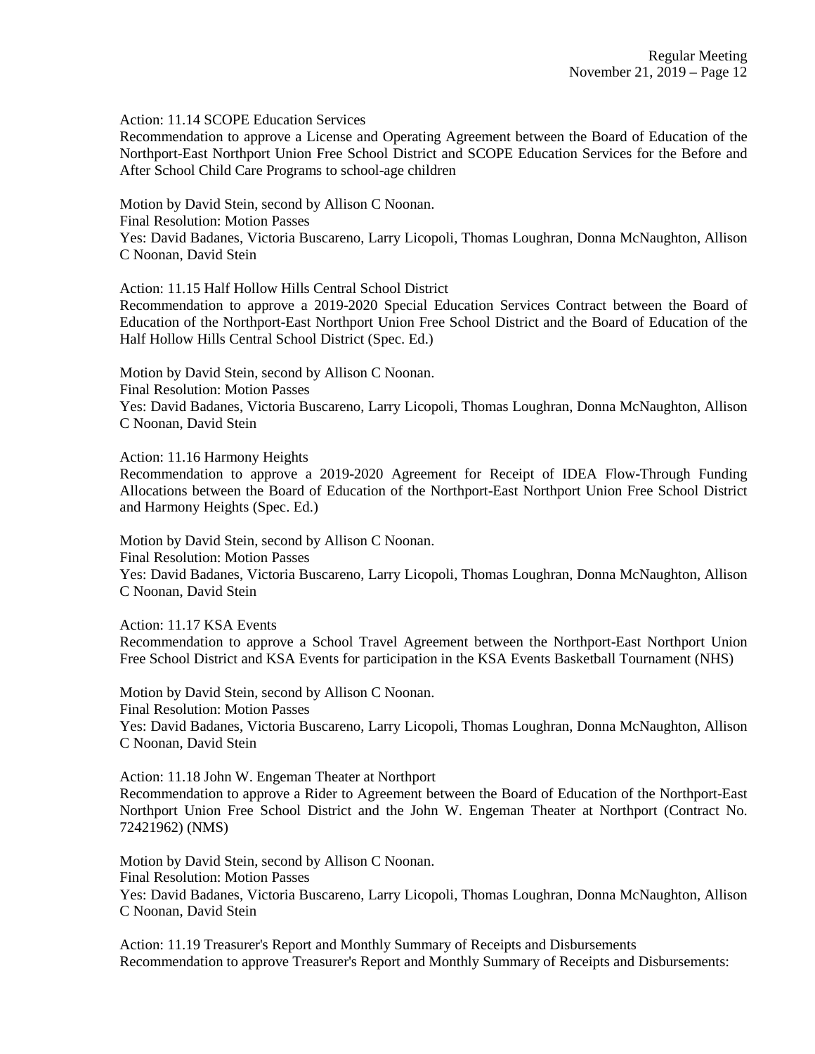Action: 11.14 SCOPE Education Services
Recommendation to approve a License and Operating Agreement between the Board of Education of the Northport-East Northport Union Free School District and SCOPE Education Services for the Before and After School Child Care Programs to school-age children

Motion by David Stein, second by Allison C Noonan.
Final Resolution: Motion Passes
Yes: David Badanes, Victoria Buscareno, Larry Licopoli, Thomas Loughran, Donna McNaughton, Allison C Noonan, David Stein

Action: 11.15 Half Hollow Hills Central School District
Recommendation to approve a 2019-2020 Special Education Services Contract between the Board of Education of the Northport-East Northport Union Free School District and the Board of Education of the Half Hollow Hills Central School District (Spec. Ed.)

Motion by David Stein, second by Allison C Noonan.
Final Resolution: Motion Passes
Yes: David Badanes, Victoria Buscareno, Larry Licopoli, Thomas Loughran, Donna McNaughton, Allison C Noonan, David Stein

Action: 11.16 Harmony Heights
Recommendation to approve a 2019-2020 Agreement for Receipt of IDEA Flow-Through Funding Allocations between the Board of Education of the Northport-East Northport Union Free School District and Harmony Heights (Spec. Ed.)

Motion by David Stein, second by Allison C Noonan.
Final Resolution: Motion Passes
Yes: David Badanes, Victoria Buscareno, Larry Licopoli, Thomas Loughran, Donna McNaughton, Allison C Noonan, David Stein

Action: 11.17 KSA Events
Recommendation to approve a School Travel Agreement between the Northport-East Northport Union Free School District and KSA Events for participation in the KSA Events Basketball Tournament (NHS)

Motion by David Stein, second by Allison C Noonan.
Final Resolution: Motion Passes
Yes: David Badanes, Victoria Buscareno, Larry Licopoli, Thomas Loughran, Donna McNaughton, Allison C Noonan, David Stein

Action: 11.18 John W. Engeman Theater at Northport
Recommendation to approve a Rider to Agreement between the Board of Education of the Northport-East Northport Union Free School District and the John W. Engeman Theater at Northport (Contract No. 72421962) (NMS)

Motion by David Stein, second by Allison C Noonan.
Final Resolution: Motion Passes
Yes: David Badanes, Victoria Buscareno, Larry Licopoli, Thomas Loughran, Donna McNaughton, Allison C Noonan, David Stein

Action: 11.19 Treasurer's Report and Monthly Summary of Receipts and Disbursements
Recommendation to approve Treasurer's Report and Monthly Summary of Receipts and Disbursements: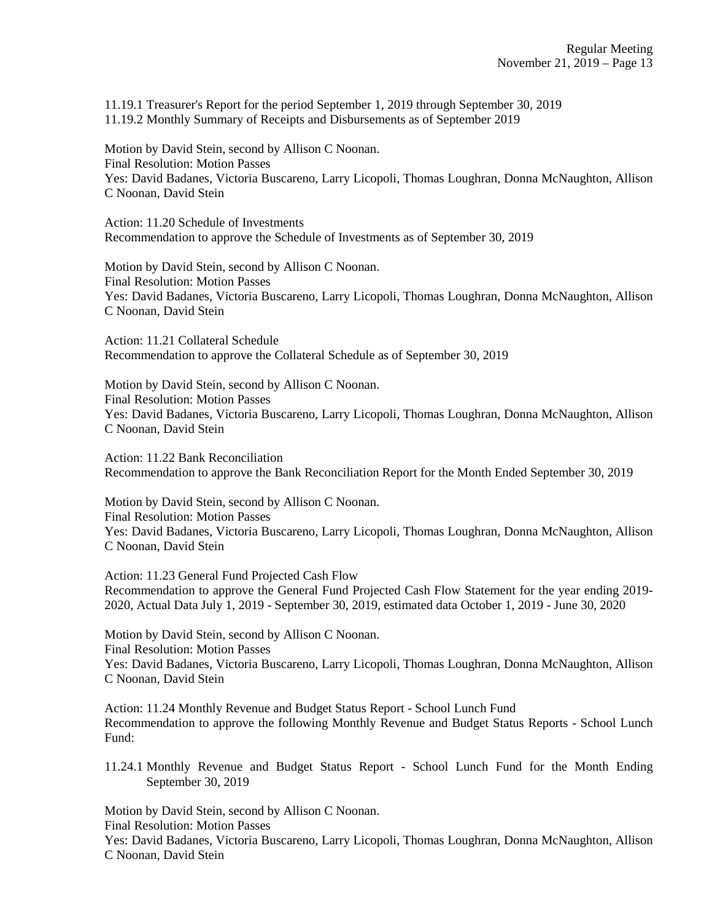11.19.1 Treasurer's Report for the period September 1, 2019 through September 30, 2019
11.19.2 Monthly Summary of Receipts and Disbursements as of September 2019

Motion by David Stein, second by Allison C Noonan.
Final Resolution: Motion Passes
Yes: David Badanes, Victoria Buscareno, Larry Licopoli, Thomas Loughran, Donna McNaughton, Allison C Noonan, David Stein

Action: 11.20 Schedule of Investments
Recommendation to approve the Schedule of Investments as of September 30, 2019

Motion by David Stein, second by Allison C Noonan.
Final Resolution: Motion Passes
Yes: David Badanes, Victoria Buscareno, Larry Licopoli, Thomas Loughran, Donna McNaughton, Allison C Noonan, David Stein

Action: 11.21 Collateral Schedule
Recommendation to approve the Collateral Schedule as of September 30, 2019

Motion by David Stein, second by Allison C Noonan.
Final Resolution: Motion Passes
Yes: David Badanes, Victoria Buscareno, Larry Licopoli, Thomas Loughran, Donna McNaughton, Allison C Noonan, David Stein

Action: 11.22 Bank Reconciliation
Recommendation to approve the Bank Reconciliation Report for the Month Ended September 30, 2019

Motion by David Stein, second by Allison C Noonan.
Final Resolution: Motion Passes
Yes: David Badanes, Victoria Buscareno, Larry Licopoli, Thomas Loughran, Donna McNaughton, Allison C Noonan, David Stein

Action: 11.23 General Fund Projected Cash Flow
Recommendation to approve the General Fund Projected Cash Flow Statement for the year ending 2019-2020, Actual Data July 1, 2019 - September 30, 2019, estimated data October 1, 2019 - June 30, 2020

Motion by David Stein, second by Allison C Noonan.
Final Resolution: Motion Passes
Yes: David Badanes, Victoria Buscareno, Larry Licopoli, Thomas Loughran, Donna McNaughton, Allison C Noonan, David Stein

Action: 11.24 Monthly Revenue and Budget Status Report - School Lunch Fund
Recommendation to approve the following Monthly Revenue and Budget Status Reports - School Lunch Fund:

11.24.1 Monthly Revenue and Budget Status Report - School Lunch Fund for the Month Ending September 30, 2019

Motion by David Stein, second by Allison C Noonan.
Final Resolution: Motion Passes
Yes: David Badanes, Victoria Buscareno, Larry Licopoli, Thomas Loughran, Donna McNaughton, Allison C Noonan, David Stein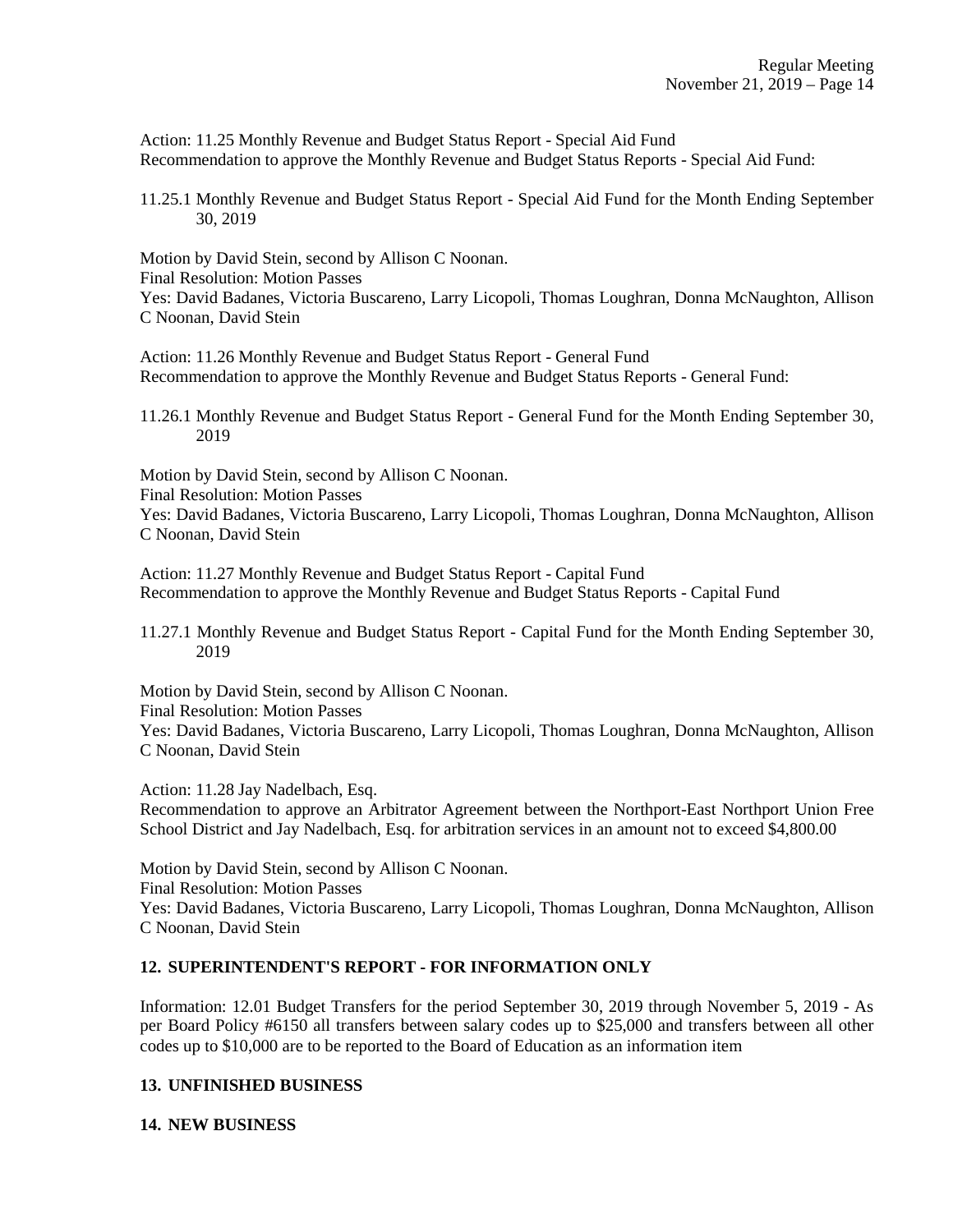Action: 11.25 Monthly Revenue and Budget Status Report - Special Aid Fund
Recommendation to approve the Monthly Revenue and Budget Status Reports - Special Aid Fund:

11.25.1 Monthly Revenue and Budget Status Report - Special Aid Fund for the Month Ending September 30, 2019

Motion by David Stein, second by Allison C Noonan.
Final Resolution: Motion Passes
Yes: David Badanes, Victoria Buscareno, Larry Licopoli, Thomas Loughran, Donna McNaughton, Allison C Noonan, David Stein

Action: 11.26 Monthly Revenue and Budget Status Report - General Fund
Recommendation to approve the Monthly Revenue and Budget Status Reports - General Fund:

11.26.1 Monthly Revenue and Budget Status Report - General Fund for the Month Ending September 30, 2019

Motion by David Stein, second by Allison C Noonan.
Final Resolution: Motion Passes
Yes: David Badanes, Victoria Buscareno, Larry Licopoli, Thomas Loughran, Donna McNaughton, Allison C Noonan, David Stein

Action: 11.27 Monthly Revenue and Budget Status Report - Capital Fund
Recommendation to approve the Monthly Revenue and Budget Status Reports - Capital Fund

11.27.1 Monthly Revenue and Budget Status Report - Capital Fund for the Month Ending September 30, 2019

Motion by David Stein, second by Allison C Noonan.
Final Resolution: Motion Passes
Yes: David Badanes, Victoria Buscareno, Larry Licopoli, Thomas Loughran, Donna McNaughton, Allison C Noonan, David Stein

Action: 11.28 Jay Nadelbach, Esq.
Recommendation to approve an Arbitrator Agreement between the Northport-East Northport Union Free School District and Jay Nadelbach, Esq. for arbitration services in an amount not to exceed $4,800.00

Motion by David Stein, second by Allison C Noonan.
Final Resolution: Motion Passes
Yes: David Badanes, Victoria Buscareno, Larry Licopoli, Thomas Loughran, Donna McNaughton, Allison C Noonan, David Stein

## 12. SUPERINTENDENT'S REPORT - FOR INFORMATION ONLY

Information: 12.01 Budget Transfers for the period September 30, 2019 through November 5, 2019 - As per Board Policy #6150 all transfers between salary codes up to $25,000 and transfers between all other codes up to $10,000 are to be reported to the Board of Education as an information item

## 13. UNFINISHED BUSINESS

## 14. NEW BUSINESS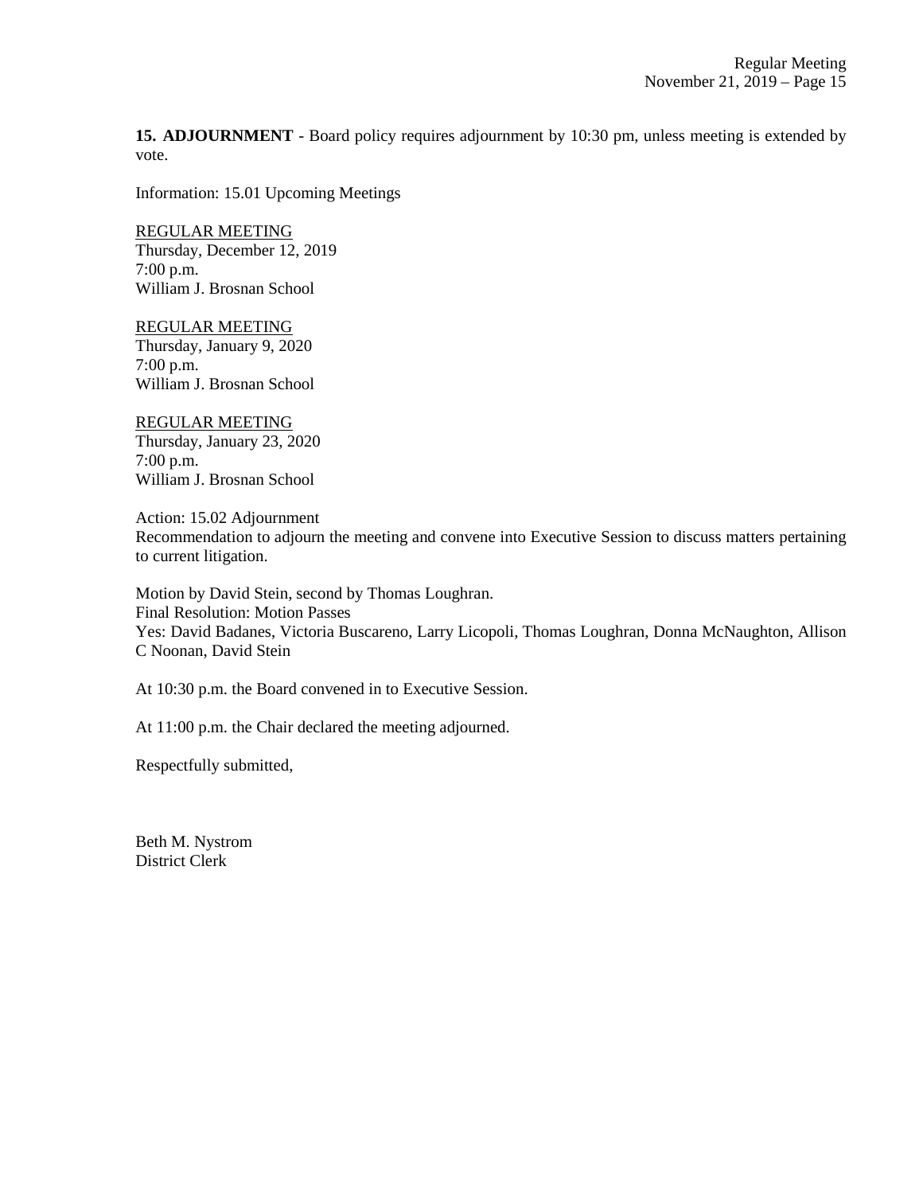**15. ADJOURNMENT** - Board policy requires adjournment by 10:30 pm, unless meeting is extended by vote.

Information: 15.01 Upcoming Meetings

<u>REGULAR MEETING</u>
Thursday, December 12, 2019
7:00 p.m.
William J. Brosnan School

<u>REGULAR MEETING</u>
Thursday, January 9, 2020
7:00 p.m.
William J. Brosnan School

<u>REGULAR MEETING</u>
Thursday, January 23, 2020
7:00 p.m.
William J. Brosnan School

Action: 15.02 Adjournment
Recommendation to adjourn the meeting and convene into Executive Session to discuss matters pertaining to current litigation.

Motion by David Stein, second by Thomas Loughran.
Final Resolution: Motion Passes
Yes: David Badanes, Victoria Buscareno, Larry Licopoli, Thomas Loughran, Donna McNaughton, Allison C Noonan, David Stein

At 10:30 p.m. the Board convened in to Executive Session.

At 11:00 p.m. the Chair declared the meeting adjourned.

Respectfully submitted,

Beth M. Nystrom
District Clerk